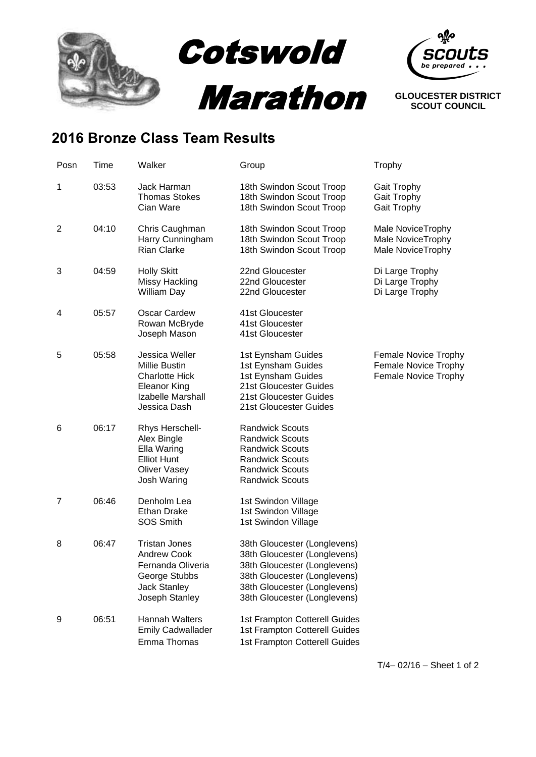# Cotswold Marathon

**GLOUCESTER DISTRICT SCOUT COUNCIL**

## 2016 Bronze Class Team Results

| Posn | Time | Walker | Group | Trophy |
|---|---|---|---|---|
| 1 | 03:53 | Jack Harman | 18th Swindon Scout Troop | Gait Trophy |
| | | Thomas Stokes | 18th Swindon Scout Troop | Gait Trophy |
| | | Cian Ware | 18th Swindon Scout Troop | Gait Trophy |
| 2 | 04:10 | Chris Caughman | 18th Swindon Scout Troop | Male NoviceTrophy |
| | | Harry Cunningham | 18th Swindon Scout Troop | Male NoviceTrophy |
| | | Rian Clarke | 18th Swindon Scout Troop | Male NoviceTrophy |
| 3 | 04:59 | Holly Skitt | 22nd Gloucester | Di Large Trophy |
| | | Missy Hackling | 22nd Gloucester | Di Large Trophy |
| | | William Day | 22nd Gloucester | Di Large Trophy |
| 4 | 05:57 | Oscar Cardew | 41st Gloucester | |
| | | Rowan McBryde | 41st Gloucester | |
| | | Joseph Mason | 41st Gloucester | |
| 5 | 05:58 | Jessica Weller | 1st Eynsham Guides | Female Novice Trophy |
| | | Millie Bustin | 1st Eynsham Guides | Female Novice Trophy |
| | | Charlotte Hick | 1st Eynsham Guides | Female Novice Trophy |
| | | Eleanor King | 21st Gloucester Guides | |
| | | Izabelle Marshall | 21st Gloucester Guides | |
| | | Jessica Dash | 21st Gloucester Guides | |
| 6 | 06:17 | Rhys Herschell- | Randwick Scouts | |
| | | Alex Bingle | Randwick Scouts | |
| | | Ella Waring | Randwick Scouts | |
| | | Elliot Hunt | Randwick Scouts | |
| | | Oliver Vasey | Randwick Scouts | |
| | | Josh Waring | Randwick Scouts | |
| 7 | 06:46 | Denholm Lea | 1st Swindon Village | |
| | | Ethan Drake | 1st Swindon Village | |
| | | SOS Smith | 1st Swindon Village | |
| 8 | 06:47 | Tristan Jones | 38th Gloucester (Longlevens) | |
| | | Andrew Cook | 38th Gloucester (Longlevens) | |
| | | Fernanda Oliveria | 38th Gloucester (Longlevens) | |
| | | George Stubbs | 38th Gloucester (Longlevens) | |
| | | Jack Stanley | 38th Gloucester (Longlevens) | |
| | | Joseph Stanley | 38th Gloucester (Longlevens) | |
| 9 | 06:51 | Hannah Walters | 1st Frampton Cotterell Guides | |
| | | Emily Cadwallader | 1st Frampton Cotterell Guides | |
| | | Emma Thomas | 1st Frampton Cotterell Guides | |

T/4– 02/16 – Sheet 1 of 2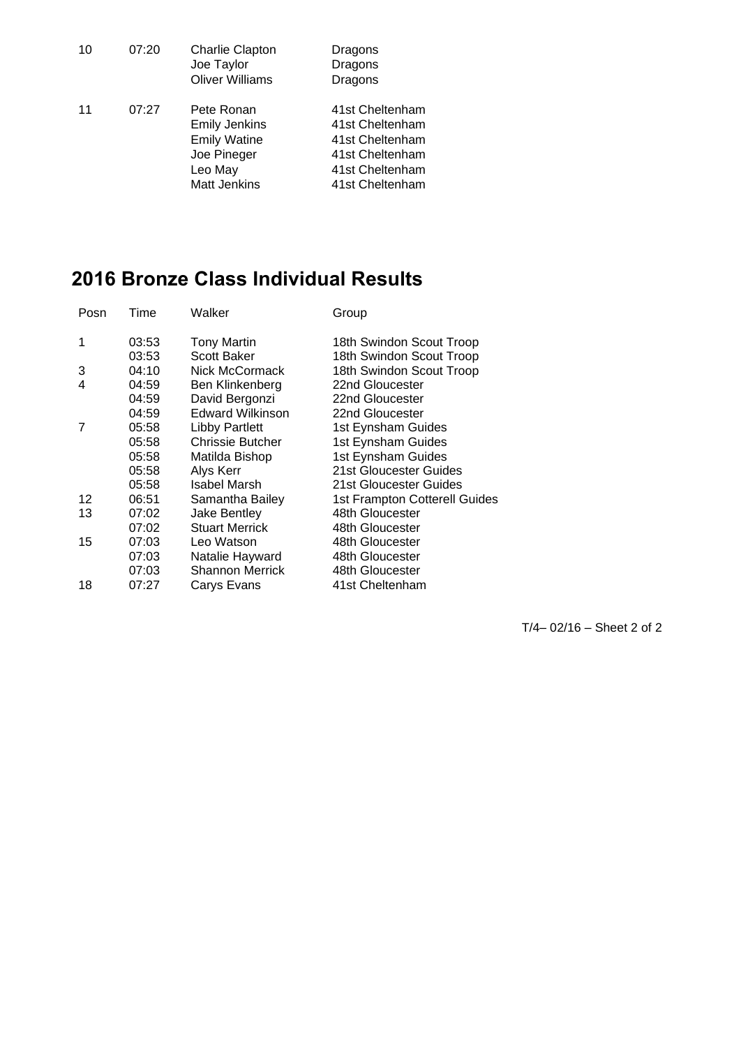| | | | |
|---|---|---|---|
| 10 | 07:20 | Charlie Clapton | Dragons |
| | | Joe Taylor | Dragons |
| | | Oliver Williams | Dragons |
| 11 | 07:27 | Pete Ronan | 41st Cheltenham |
| | | Emily Jenkins | 41st Cheltenham |
| | | Emily Watine | 41st Cheltenham |
| | | Joe Pineger | 41st Cheltenham |
| | | Leo May | 41st Cheltenham |
| | | Matt Jenkins | 41st Cheltenham |

## 2016 Bronze Class Individual Results

| Posn | Time | Walker | Group |
|---|---|---|---|
| 1 | 03:53 | Tony Martin | 18th Swindon Scout Troop |
| | 03:53 | Scott Baker | 18th Swindon Scout Troop |
| 3 | 04:10 | Nick McCormack | 18th Swindon Scout Troop |
| 4 | 04:59 | Ben Klinkenberg | 22nd Gloucester |
| | 04:59 | David Bergonzi | 22nd Gloucester |
| | 04:59 | Edward Wilkinson | 22nd Gloucester |
| 7 | 05:58 | Libby Partlett | 1st Eynsham Guides |
| | 05:58 | Chrissie Butcher | 1st Eynsham Guides |
| | 05:58 | Matilda Bishop | 1st Eynsham Guides |
| | 05:58 | Alys Kerr | 21st Gloucester Guides |
| | 05:58 | Isabel Marsh | 21st Gloucester Guides |
| 12 | 06:51 | Samantha Bailey | 1st Frampton Cotterell Guides |
| 13 | 07:02 | Jake Bentley | 48th Gloucester |
| | 07:02 | Stuart Merrick | 48th Gloucester |
| 15 | 07:03 | Leo Watson | 48th Gloucester |
| | 07:03 | Natalie Hayward | 48th Gloucester |
| | 07:03 | Shannon Merrick | 48th Gloucester |
| 18 | 07:27 | Carys Evans | 41st Cheltenham |

T/4– 02/16 – Sheet 2 of 2